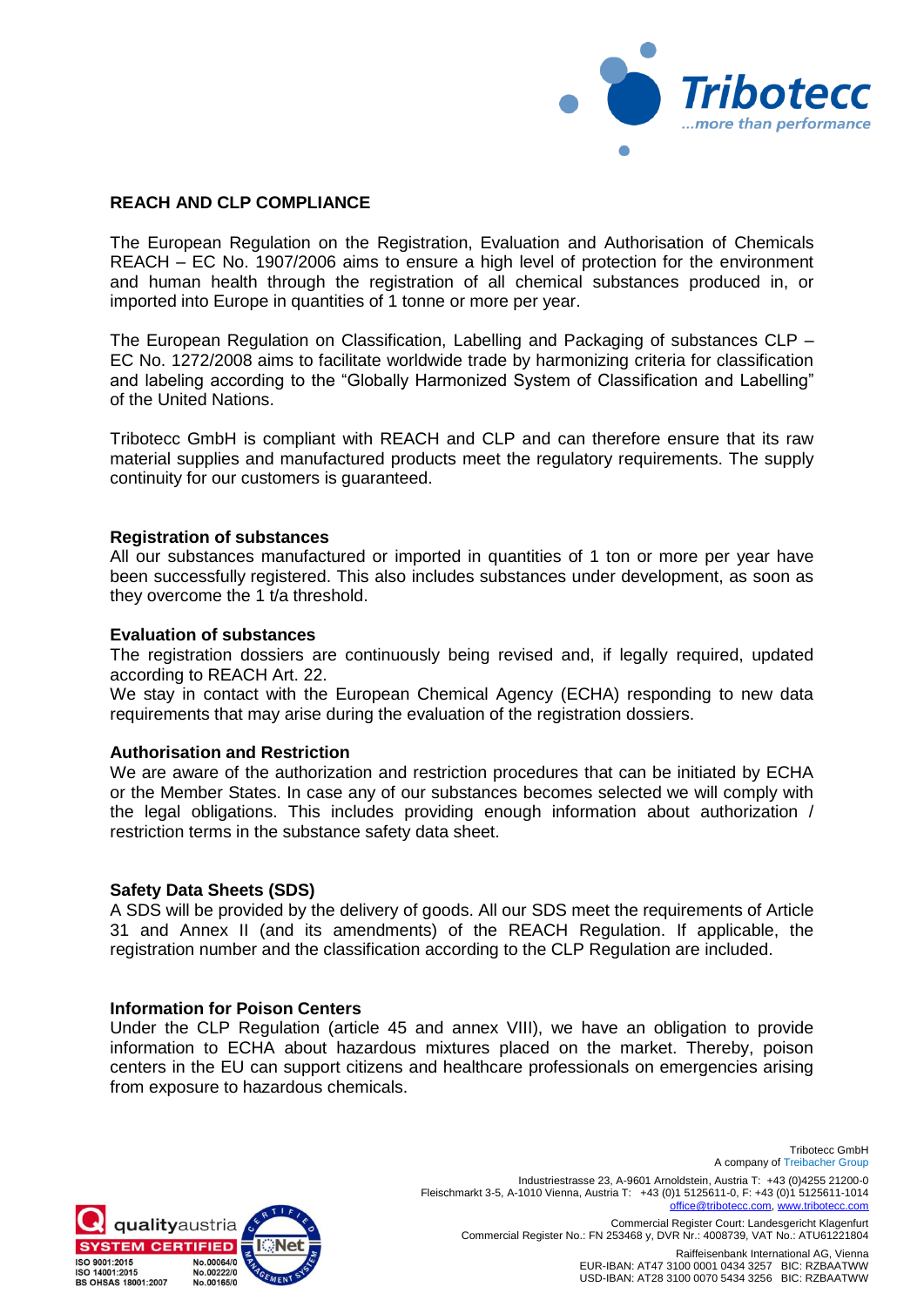## REACH AND CLP COMPLIANCE

The European Regulation on the Registration, Evaluation and Authorisation of Chemicals REACH – EC No. 1907/2006 aims to ensure a high level of protection for the environment and human health through the registration of all chemical substances produced in, or imported into Europe in quantities of 1 tonne or more per year.

The European Regulation on Classification, Labelling and Packaging of substances CLP – EC No. 1272/2008 aims to facilitate worldwide trade by harmonizing criteria for classification and labeling according to the “Globally Harmonized System of Classification and Labelling” of the United Nations.

Tribotecc GmbH is compliant with REACH and CLP and can therefore ensure that its raw material supplies and manufactured products meet the regulatory requirements. The supply continuity for our customers is guaranteed.

### Registration of substances

All our substances manufactured or imported in quantities of 1 ton or more per year have been successfully registered. This also includes substances under development, as soon as they overcome the 1 t/a threshold.

### Evaluation of substances

The registration dossiers are continuously being revised and, if legally required, updated according to REACH Art. 22.

We stay in contact with the European Chemical Agency (ECHA) responding to new data requirements that may arise during the evaluation of the registration dossiers.

### Authorisation and Restriction

We are aware of the authorization and restriction procedures that can be initiated by ECHA or the Member States. In case any of our substances becomes selected we will comply with the legal obligations. This includes providing enough information about authorization / restriction terms in the substance safety data sheet.

### Safety Data Sheets (SDS)

A SDS will be provided by the delivery of goods. All our SDS meet the requirements of Article 31 and Annex II (and its amendments) of the REACH Regulation. If applicable, the registration number and the classification according to the CLP Regulation are included.

### Information for Poison Centers

Under the CLP Regulation (article 45 and annex VIII), we have an obligation to provide information to ECHA about hazardous mixtures placed on the market. Thereby, poison centers in the EU can support citizens and healthcare professionals on emergencies arising from exposure to hazardous chemicals.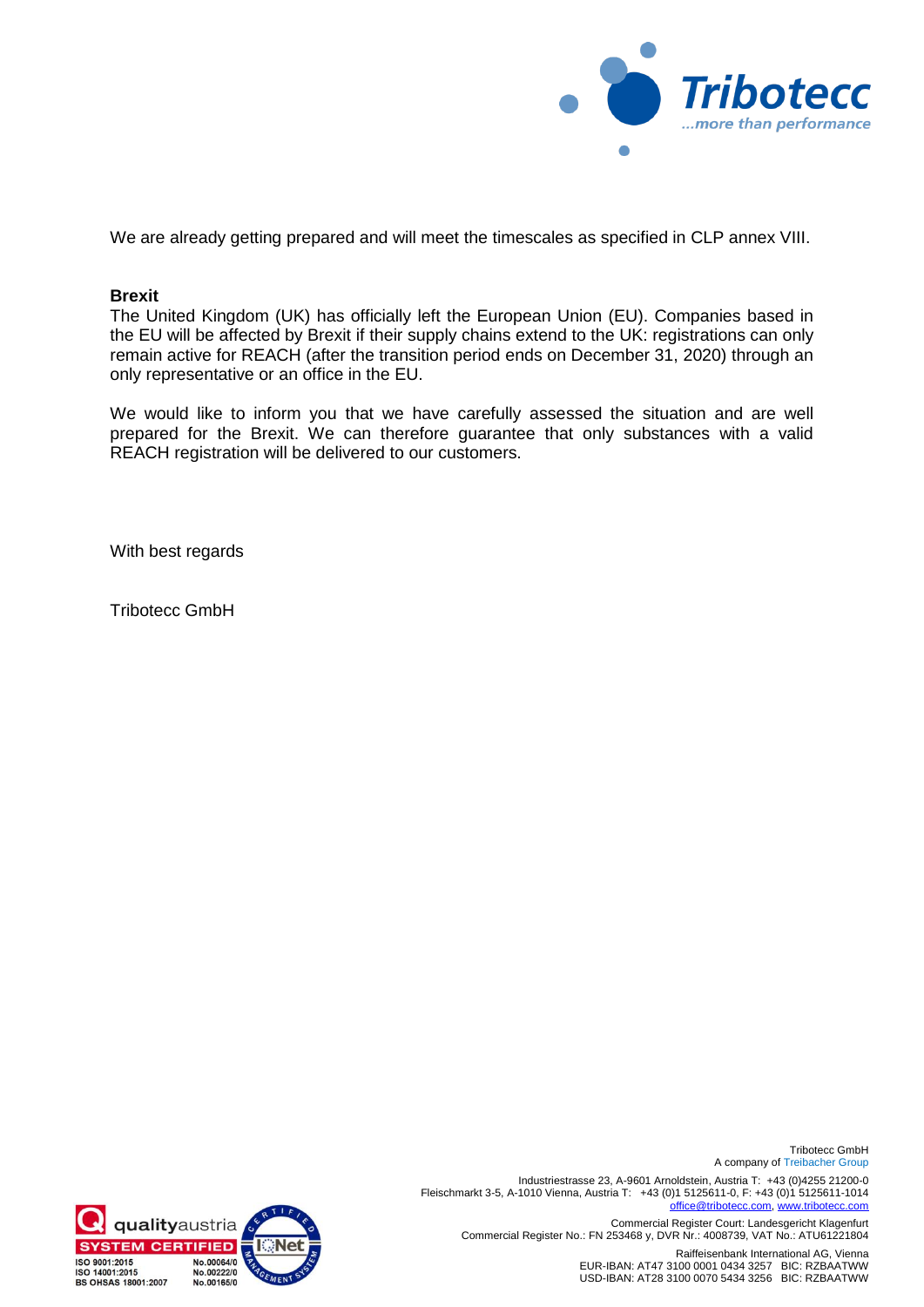We are already getting prepared and will meet the timescales as specified in CLP annex VIII.

**Brexit**

The United Kingdom (UK) has officially left the European Union (EU). Companies based in the EU will be affected by Brexit if their supply chains extend to the UK: registrations can only remain active for REACH (after the transition period ends on December 31, 2020) through an only representative or an office in the EU.

We would like to inform you that we have carefully assessed the situation and are well prepared for the Brexit. We can therefore guarantee that only substances with a valid REACH registration will be delivered to our customers.

With best regards

Tribotecc GmbH

Tribotecc GmbH
A company of Treibacher Group

Industriestrasse 23, A-9601 Arnoldstein, Austria T: +43 (0)4255 21200-0
Fleischmarkt 3-5, A-1010 Vienna, Austria T: +43 (0)1 5125611-0, F: +43 (0)1 5125611-1014
office@tribotecc.com, www.tribotecc.com

Commercial Register Court: Landesgericht Klagenfurt
Commercial Register No.: FN 253468 y, DVR Nr.: 4008739, VAT No.: ATU61221804

Raiffeisenbank International AG, Vienna
EUR-IBAN: AT47 3100 0001 0434 3257 BIC: RZBAATWW
USD-IBAN: AT28 3100 0070 5434 3256 BIC: RZBAATWW

qualityaustria SYSTEM CERTIFIED
ISO 9001:2015 No.00064/0
ISO 14001:2015 No.00222/0
BS OHSAS 18001:2007 No.00165/0